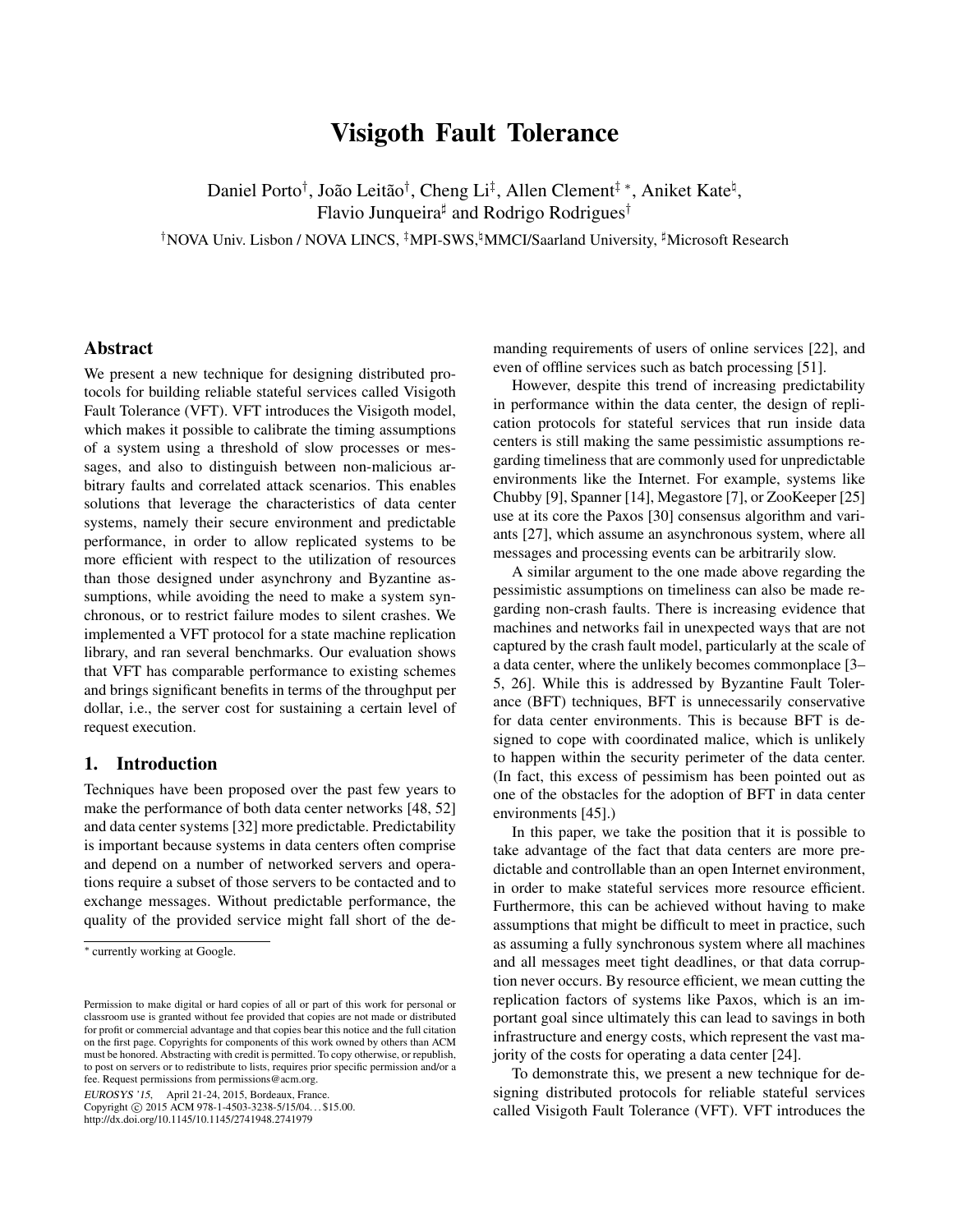# Visigoth Fault Tolerance

Daniel Porto[†], João Leitão[†], Cheng Li[‡], Allen Clement[‡ *], Aniket Kate[♮], Flavio Junqueira[♯] and Rodrigo Rodrigues[†]

[†]NOVA Univ. Lisbon / NOVA LINCS, [‡]MPI-SWS, [♮]MMCI/Saarland University, [♯]Microsoft Research

## Abstract

We present a new technique for designing distributed protocols for building reliable stateful services called Visigoth Fault Tolerance (VFT). VFT introduces the Visigoth model, which makes it possible to calibrate the timing assumptions of a system using a threshold of slow processes or messages, and also to distinguish between non-malicious arbitrary faults and correlated attack scenarios. This enables solutions that leverage the characteristics of data center systems, namely their secure environment and predictable performance, in order to allow replicated systems to be more efficient with respect to the utilization of resources than those designed under asynchrony and Byzantine assumptions, while avoiding the need to make a system synchronous, or to restrict failure modes to silent crashes. We implemented a VFT protocol for a state machine replication library, and ran several benchmarks. Our evaluation shows that VFT has comparable performance to existing schemes and brings significant benefits in terms of the throughput per dollar, i.e., the server cost for sustaining a certain level of request execution.

## 1. Introduction

Techniques have been proposed over the past few years to make the performance of both data center networks [48, 52] and data center systems [32] more predictable. Predictability is important because systems in data centers often comprise and depend on a number of networked servers and operations require a subset of those servers to be contacted and to exchange messages. Without predictable performance, the quality of the provided service might fall short of the demanding requirements of users of online services [22], and even of offline services such as batch processing [51].

However, despite this trend of increasing predictability in performance within the data center, the design of replication protocols for stateful services that run inside data centers is still making the same pessimistic assumptions regarding timeliness that are commonly used for unpredictable environments like the Internet. For example, systems like Chubby [9], Spanner [14], Megastore [7], or ZooKeeper [25] use at its core the Paxos [30] consensus algorithm and variants [27], which assume an asynchronous system, where all messages and processing events can be arbitrarily slow.

A similar argument to the one made above regarding the pessimistic assumptions on timeliness can also be made regarding non-crash faults. There is increasing evidence that machines and networks fail in unexpected ways that are not captured by the crash fault model, particularly at the scale of a data center, where the unlikely becomes commonplace [3–5, 26]. While this is addressed by Byzantine Fault Tolerance (BFT) techniques, BFT is unnecessarily conservative for data center environments. This is because BFT is designed to cope with coordinated malice, which is unlikely to happen within the security perimeter of the data center. (In fact, this excess of pessimism has been pointed out as one of the obstacles for the adoption of BFT in data center environments [45].)

In this paper, we take the position that it is possible to take advantage of the fact that data centers are more predictable and controllable than an open Internet environment, in order to make stateful services more resource efficient. Furthermore, this can be achieved without having to make assumptions that might be difficult to meet in practice, such as assuming a fully synchronous system where all machines and all messages meet tight deadlines, or that data corruption never occurs. By resource efficient, we mean cutting the replication factors of systems like Paxos, which is an important goal since ultimately this can lead to savings in both infrastructure and energy costs, which represent the vast majority of the costs for operating a data center [24].

To demonstrate this, we present a new technique for designing distributed protocols for reliable stateful services called Visigoth Fault Tolerance (VFT). VFT introduces the

* currently working at Google.

Permission to make digital or hard copies of all or part of this work for personal or classroom use is granted without fee provided that copies are not made or distributed for profit or commercial advantage and that copies bear this notice and the full citation on the first page. Copyrights for components of this work owned by others than ACM must be honored. Abstracting with credit is permitted. To copy otherwise, or republish, to post on servers or to redistribute to lists, requires prior specific permission and/or a fee. Request permissions from permissions@acm.org.

*EUROSYS '15*, April 21-24, 2015, Bordeaux, France.
Copyright © 2015 ACM 978-1-4503-3238-5/15/04...$15.00.
http://dx.doi.org/10.1145/10.1145/2741948.2741979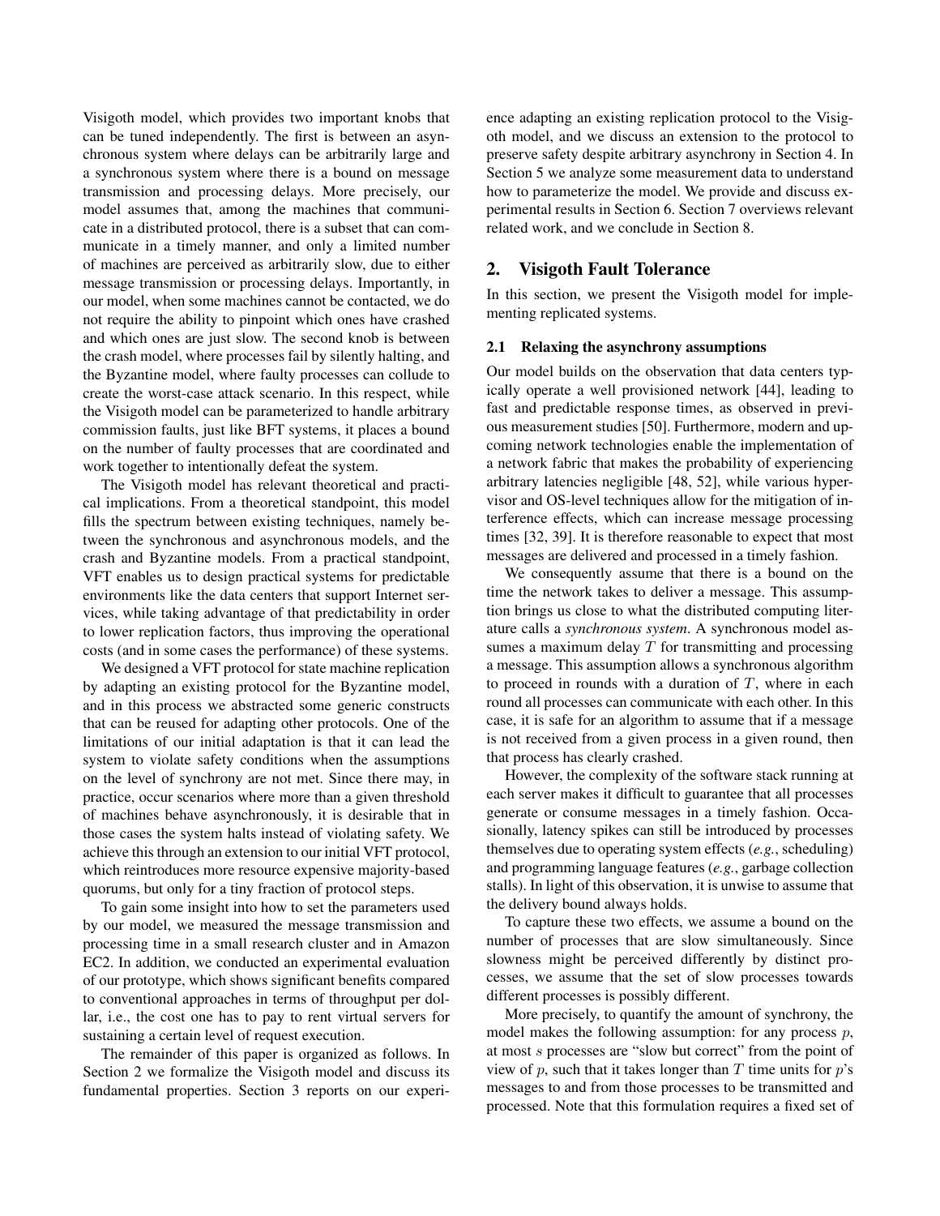Visigoth model, which provides two important knobs that can be tuned independently. The first is between an asynchronous system where delays can be arbitrarily large and a synchronous system where there is a bound on message transmission and processing delays. More precisely, our model assumes that, among the machines that communicate in a distributed protocol, there is a subset that can communicate in a timely manner, and only a limited number of machines are perceived as arbitrarily slow, due to either message transmission or processing delays. Importantly, in our model, when some machines cannot be contacted, we do not require the ability to pinpoint which ones have crashed and which ones are just slow. The second knob is between the crash model, where processes fail by silently halting, and the Byzantine model, where faulty processes can collude to create the worst-case attack scenario. In this respect, while the Visigoth model can be parameterized to handle arbitrary commission faults, just like BFT systems, it places a bound on the number of faulty processes that are coordinated and work together to intentionally defeat the system.

The Visigoth model has relevant theoretical and practical implications. From a theoretical standpoint, this model fills the spectrum between existing techniques, namely between the synchronous and asynchronous models, and the crash and Byzantine models. From a practical standpoint, VFT enables us to design practical systems for predictable environments like the data centers that support Internet services, while taking advantage of that predictability in order to lower replication factors, thus improving the operational costs (and in some cases the performance) of these systems.

We designed a VFT protocol for state machine replication by adapting an existing protocol for the Byzantine model, and in this process we abstracted some generic constructs that can be reused for adapting other protocols. One of the limitations of our initial adaptation is that it can lead the system to violate safety conditions when the assumptions on the level of synchrony are not met. Since there may, in practice, occur scenarios where more than a given threshold of machines behave asynchronously, it is desirable that in those cases the system halts instead of violating safety. We achieve this through an extension to our initial VFT protocol, which reintroduces more resource expensive majority-based quorums, but only for a tiny fraction of protocol steps.

To gain some insight into how to set the parameters used by our model, we measured the message transmission and processing time in a small research cluster and in Amazon EC2. In addition, we conducted an experimental evaluation of our prototype, which shows significant benefits compared to conventional approaches in terms of throughput per dollar, i.e., the cost one has to pay to rent virtual servers for sustaining a certain level of request execution.

The remainder of this paper is organized as follows. In Section 2 we formalize the Visigoth model and discuss its fundamental properties. Section 3 reports on our experience adapting an existing replication protocol to the Visigoth model, and we discuss an extension to the protocol to preserve safety despite arbitrary asynchrony in Section 4. In Section 5 we analyze some measurement data to understand how to parameterize the model. We provide and discuss experimental results in Section 6. Section 7 overviews relevant related work, and we conclude in Section 8.

## 2. Visigoth Fault Tolerance

In this section, we present the Visigoth model for implementing replicated systems.

### 2.1 Relaxing the asynchrony assumptions

Our model builds on the observation that data centers typically operate a well provisioned network [44], leading to fast and predictable response times, as observed in previous measurement studies [50]. Furthermore, modern and upcoming network technologies enable the implementation of a network fabric that makes the probability of experiencing arbitrary latencies negligible [48, 52], while various hypervisor and OS-level techniques allow for the mitigation of interference effects, which can increase message processing times [32, 39]. It is therefore reasonable to expect that most messages are delivered and processed in a timely fashion.

We consequently assume that there is a bound on the time the network takes to deliver a message. This assumption brings us close to what the distributed computing literature calls a *synchronous system*. A synchronous model assumes a maximum delay $T$ for transmitting and processing a message. This assumption allows a synchronous algorithm to proceed in rounds with a duration of $T$, where in each round all processes can communicate with each other. In this case, it is safe for an algorithm to assume that if a message is not received from a given process in a given round, then that process has clearly crashed.

However, the complexity of the software stack running at each server makes it difficult to guarantee that all processes generate or consume messages in a timely fashion. Occasionally, latency spikes can still be introduced by processes themselves due to operating system effects (*e.g.*, scheduling) and programming language features (*e.g.*, garbage collection stalls). In light of this observation, it is unwise to assume that the delivery bound always holds.

To capture these two effects, we assume a bound on the number of processes that are slow simultaneously. Since slowness might be perceived differently by distinct processes, we assume that the set of slow processes towards different processes is possibly different.

More precisely, to quantify the amount of synchrony, the model makes the following assumption: for any process $p$, at most $s$ processes are "slow but correct" from the point of view of $p$, such that it takes longer than $T$ time units for $p$'s messages to and from those processes to be transmitted and processed. Note that this formulation requires a fixed set of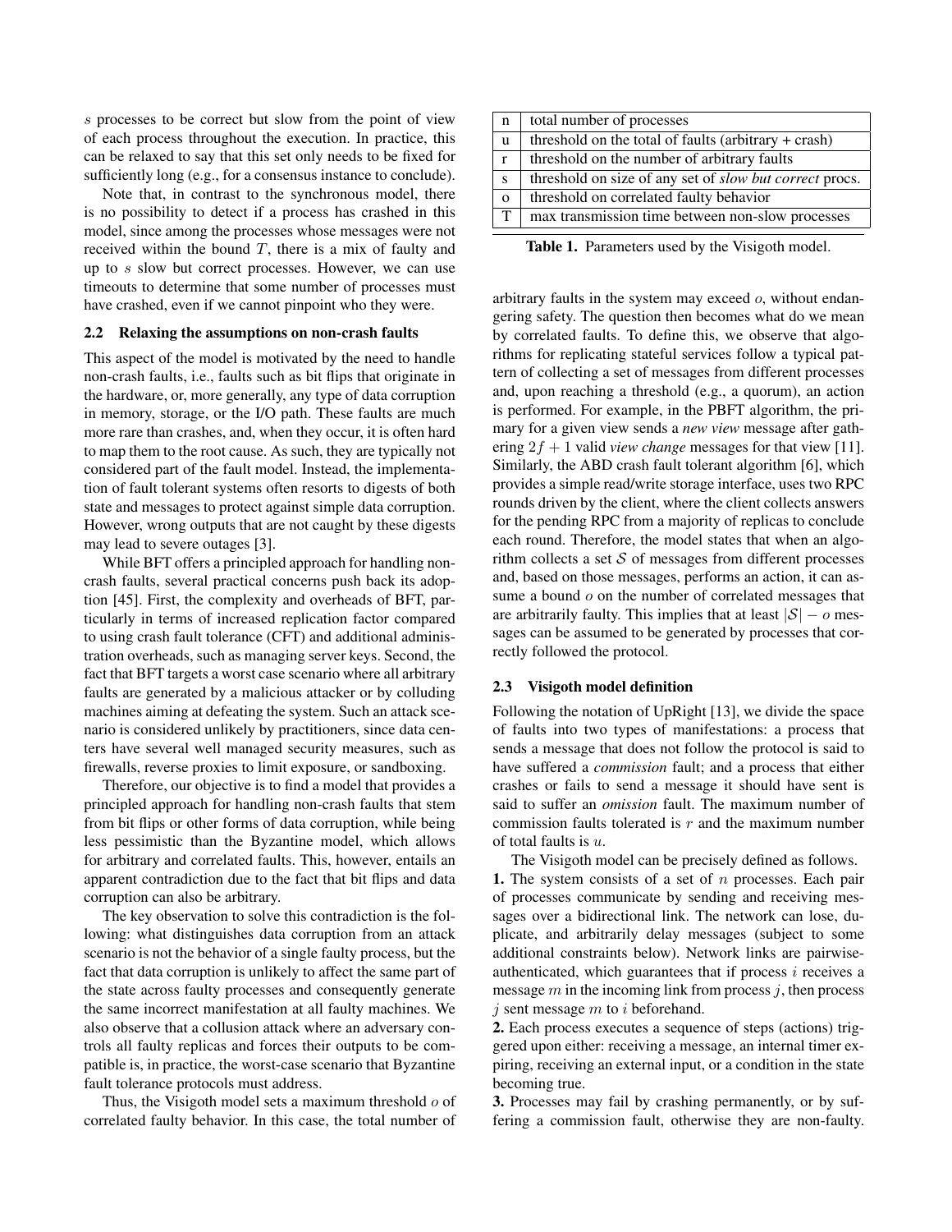$s$ processes to be correct but slow from the point of view of each process throughout the execution. In practice, this can be relaxed to say that this set only needs to be fixed for sufficiently long (e.g., for a consensus instance to conclude).

Note that, in contrast to the synchronous model, there is no possibility to detect if a process has crashed in this model, since among the processes whose messages were not received within the bound $T$, there is a mix of faulty and up to $s$ slow but correct processes. However, we can use timeouts to determine that some number of processes must have crashed, even if we cannot pinpoint who they were.

### 2.2 Relaxing the assumptions on non-crash faults

This aspect of the model is motivated by the need to handle non-crash faults, i.e., faults such as bit flips that originate in the hardware, or, more generally, any type of data corruption in memory, storage, or the I/O path. These faults are much more rare than crashes, and, when they occur, it is often hard to map them to the root cause. As such, they are typically not considered part of the fault model. Instead, the implementation of fault tolerant systems often resorts to digests of both state and messages to protect against simple data corruption. However, wrong outputs that are not caught by these digests may lead to severe outages [3].

While BFT offers a principled approach for handling non-crash faults, several practical concerns push back its adoption [45]. First, the complexity and overheads of BFT, particularly in terms of increased replication factor compared to using crash fault tolerance (CFT) and additional administration overheads, such as managing server keys. Second, the fact that BFT targets a worst case scenario where all arbitrary faults are generated by a malicious attacker or by colluding machines aiming at defeating the system. Such an attack scenario is considered unlikely by practitioners, since data centers have several well managed security measures, such as firewalls, reverse proxies to limit exposure, or sandboxing.

Therefore, our objective is to find a model that provides a principled approach for handling non-crash faults that stem from bit flips or other forms of data corruption, while being less pessimistic than the Byzantine model, which allows for arbitrary and correlated faults. This, however, entails an apparent contradiction due to the fact that bit flips and data corruption can also be arbitrary.

The key observation to solve this contradiction is the following: what distinguishes data corruption from an attack scenario is not the behavior of a single faulty process, but the fact that data corruption is unlikely to affect the same part of the state across faulty processes and consequently generate the same incorrect manifestation at all faulty machines. We also observe that a collusion attack where an adversary controls all faulty replicas and forces their outputs to be compatible is, in practice, the worst-case scenario that Byzantine fault tolerance protocols must address.

Thus, the Visigoth model sets a maximum threshold $o$ of correlated faulty behavior. In this case, the total number of arbitrary faults in the system may exceed $o$, without endangering safety. The question then becomes what do we mean by correlated faults. To define this, we observe that algorithms for replicating stateful services follow a typical pattern of collecting a set of messages from different processes and, upon reaching a threshold (e.g., a quorum), an action is performed. For example, in the PBFT algorithm, the primary for a given view sends a *new view* message after gathering $2f + 1$ valid *view change* messages for that view [11]. Similarly, the ABD crash fault tolerant algorithm [6], which provides a simple read/write storage interface, uses two RPC rounds driven by the client, where the client collects answers for the pending RPC from a majority of replicas to conclude each round. Therefore, the model states that when an algorithm collects a set $\mathcal{S}$ of messages from different processes and, based on those messages, performs an action, it can assume a bound $o$ on the number of correlated messages that are arbitrarily faulty. This implies that at least $|\mathcal{S}| - o$ messages can be assumed to be generated by processes that correctly followed the protocol.

| | |
|---|---|
| n | total number of processes |
| u | threshold on the total of faults (arbitrary + crash) |
| r | threshold on the number of arbitrary faults |
| s | threshold on size of any set of *slow but correct* procs. |
| o | threshold on correlated faulty behavior |
| T | max transmission time between non-slow processes |

**Table 1.** Parameters used by the Visigoth model.

### 2.3 Visigoth model definition

Following the notation of UpRight [13], we divide the space of faults into two types of manifestations: a process that sends a message that does not follow the protocol is said to have suffered a *commission* fault; and a process that either crashes or fails to send a message it should have sent is said to suffer an *omission* fault. The maximum number of commission faults tolerated is $r$ and the maximum number of total faults is $u$.

The Visigoth model can be precisely defined as follows.

**1.** The system consists of a set of $n$ processes. Each pair of processes communicate by sending and receiving messages over a bidirectional link. The network can lose, duplicate, and arbitrarily delay messages (subject to some additional constraints below). Network links are pairwise-authenticated, which guarantees that if process $i$ receives a message $m$ in the incoming link from process $j$, then process $j$ sent message $m$ to $i$ beforehand.

**2.** Each process executes a sequence of steps (actions) triggered upon either: receiving a message, an internal timer expiring, receiving an external input, or a condition in the state becoming true.

**3.** Processes may fail by crashing permanently, or by suffering a commission fault, otherwise they are non-faulty.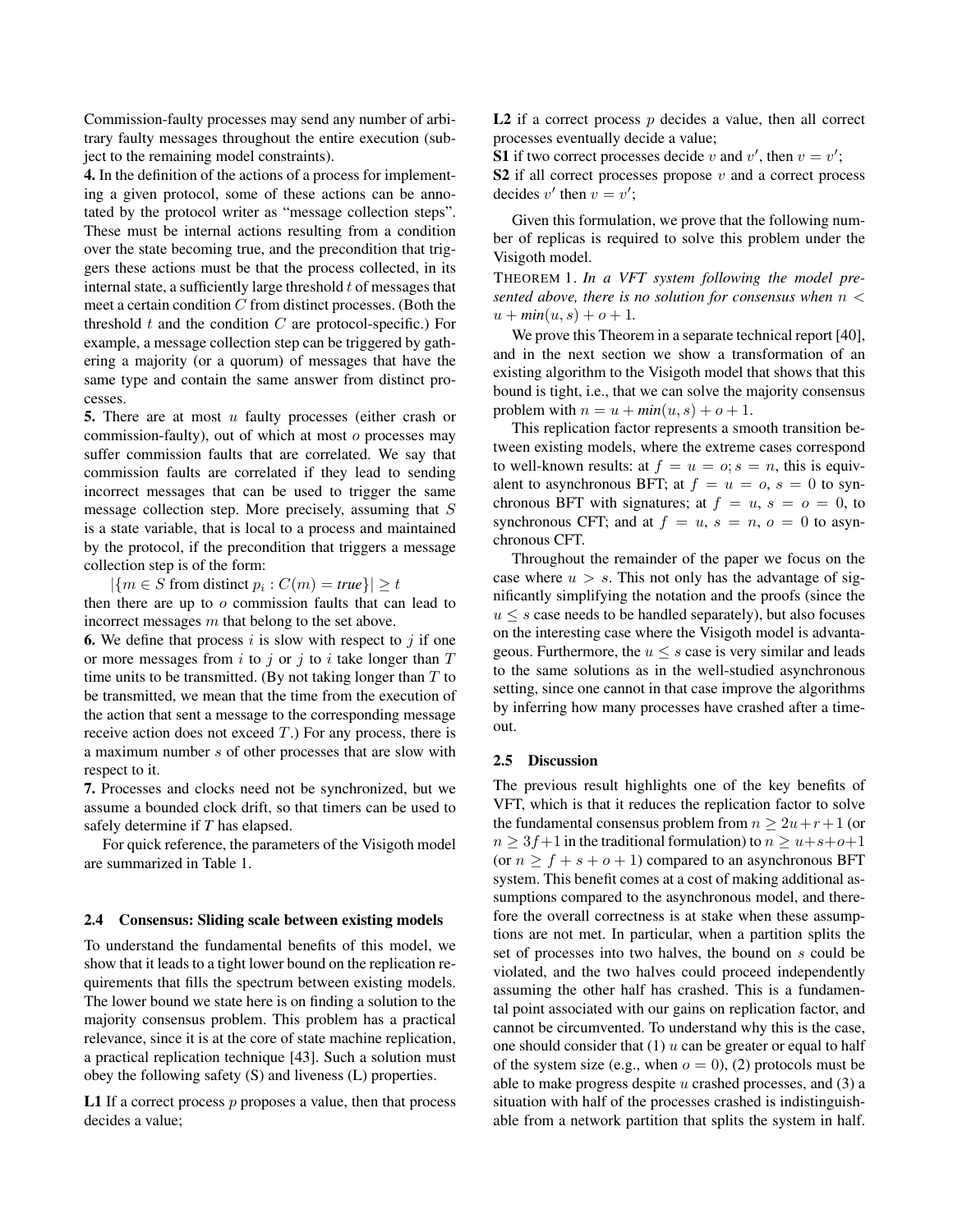Commission-faulty processes may send any number of arbitrary faulty messages throughout the entire execution (subject to the remaining model constraints).

**4.** In the definition of the actions of a process for implementing a given protocol, some of these actions can be annotated by the protocol writer as "message collection steps". These must be internal actions resulting from a condition over the state becoming true, and the precondition that triggers these actions must be that the process collected, in its internal state, a sufficiently large threshold $t$ of messages that meet a certain condition $C$ from distinct processes. (Both the threshold $t$ and the condition $C$ are protocol-specific.) For example, a message collection step can be triggered by gathering a majority (or a quorum) of messages that have the same type and contain the same answer from distinct processes.

**5.** There are at most $u$ faulty processes (either crash or commission-faulty), out of which at most $o$ processes may suffer commission faults that are correlated. We say that commission faults are correlated if they lead to sending incorrect messages that can be used to trigger the same message collection step. More precisely, assuming that $S$ is a state variable, that is local to a process and maintained by the protocol, if the precondition that triggers a message collection step is of the form:

$$|\{m \in S \text{ from distinct } p_i : C(m) = \textit{true}\}| \geq t$$

then there are up to $o$ commission faults that can lead to incorrect messages $m$ that belong to the set above.

**6.** We define that process $i$ is slow with respect to $j$ if one or more messages from $i$ to $j$ or $j$ to $i$ take longer than $T$ time units to be transmitted. (By not taking longer than $T$ to be transmitted, we mean that the time from the execution of the action that sent a message to the corresponding message receive action does not exceed $T$.) For any process, there is a maximum number $s$ of other processes that are slow with respect to it.

**7.** Processes and clocks need not be synchronized, but we assume a bounded clock drift, so that timers can be used to safely determine if $T$ has elapsed.

For quick reference, the parameters of the Visigoth model are summarized in Table 1.

### 2.4 Consensus: Sliding scale between existing models

To understand the fundamental benefits of this model, we show that it leads to a tight lower bound on the replication requirements that fills the spectrum between existing models. The lower bound we state here is on finding a solution to the majority consensus problem. This problem has a practical relevance, since it is at the core of state machine replication, a practical replication technique [43]. Such a solution must obey the following safety (S) and liveness (L) properties.

**L1** If a correct process $p$ proposes a value, then that process decides a value;

**L2** if a correct process $p$ decides a value, then all correct processes eventually decide a value;

**S1** if two correct processes decide $v$ and $v'$, then $v = v'$;

**S2** if all correct processes propose $v$ and a correct process decides $v'$ then $v = v'$;

Given this formulation, we prove that the following number of replicas is required to solve this problem under the Visigoth model.

THEOREM 1. *In a VFT system following the model presented above, there is no solution for consensus when $n < u + min(u, s) + o + 1$.*

We prove this Theorem in a separate technical report [40], and in the next section we show a transformation of an existing algorithm to the Visigoth model that shows that this bound is tight, i.e., that we can solve the majority consensus problem with $n = u + min(u, s) + o + 1$.

This replication factor represents a smooth transition between existing models, where the extreme cases correspond to well-known results: at $f = u = o; s = n$, this is equivalent to asynchronous BFT; at $f = u = o$, $s = 0$ to synchronous BFT with signatures; at $f = u$, $s = o = 0$, to synchronous CFT; and at $f = u$, $s = n$, $o = 0$ to asynchronous CFT.

Throughout the remainder of the paper we focus on the case where $u > s$. This not only has the advantage of significantly simplifying the notation and the proofs (since the $u \leq s$ case needs to be handled separately), but also focuses on the interesting case where the Visigoth model is advantageous. Furthermore, the $u \leq s$ case is very similar and leads to the same solutions as in the well-studied asynchronous setting, since one cannot in that case improve the algorithms by inferring how many processes have crashed after a timeout.

### 2.5 Discussion

The previous result highlights one of the key benefits of VFT, which is that it reduces the replication factor to solve the fundamental consensus problem from $n \geq 2u+r+1$ (or $n \geq 3f+1$ in the traditional formulation) to $n \geq u+s+o+1$ (or $n \geq f + s + o + 1$) compared to an asynchronous BFT system. This benefit comes at a cost of making additional assumptions compared to the asynchronous model, and therefore the overall correctness is at stake when these assumptions are not met. In particular, when a partition splits the set of processes into two halves, the bound on $s$ could be violated, and the two halves could proceed independently assuming the other half has crashed. This is a fundamental point associated with our gains on replication factor, and cannot be circumvented. To understand why this is the case, one should consider that (1) $u$ can be greater or equal to half of the system size (e.g., when $o = 0$), (2) protocols must be able to make progress despite $u$ crashed processes, and (3) a situation with half of the processes crashed is indistinguishable from a network partition that splits the system in half.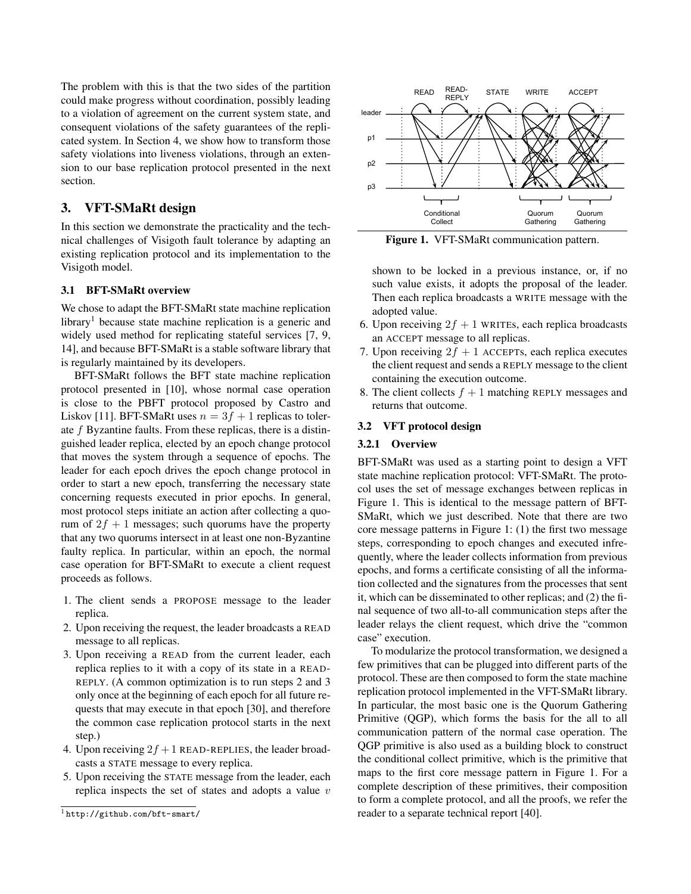The problem with this is that the two sides of the partition could make progress without coordination, possibly leading to a violation of agreement on the current system state, and consequent violations of the safety guarantees of the replicated system. In Section 4, we show how to transform those safety violations into liveness violations, through an extension to our base replication protocol presented in the next section.

## 3. VFT-SMaRt design

In this section we demonstrate the practicality and the technical challenges of Visigoth fault tolerance by adapting an existing replication protocol and its implementation to the Visigoth model.

### 3.1 BFT-SMaRt overview

We chose to adapt the BFT-SMaRt state machine replication library[1] because state machine replication is a generic and widely used method for replicating stateful services [7, 9, 14], and because BFT-SMaRt is a stable software library that is regularly maintained by its developers.

BFT-SMaRt follows the BFT state machine replication protocol presented in [10], whose normal case operation is close to the PBFT protocol proposed by Castro and Liskov [11]. BFT-SMaRt uses $n = 3f + 1$ replicas to tolerate $f$ Byzantine faults. From these replicas, there is a distinguished leader replica, elected by an epoch change protocol that moves the system through a sequence of epochs. The leader for each epoch drives the epoch change protocol in order to start a new epoch, transferring the necessary state concerning requests executed in prior epochs. In general, most protocol steps initiate an action after collecting a quorum of $2f + 1$ messages; such quorums have the property that any two quorums intersect in at least one non-Byzantine faulty replica. In particular, within an epoch, the normal case operation for BFT-SMaRt to execute a client request proceeds as follows.

1. The client sends a PROPOSE message to the leader replica.
2. Upon receiving the request, the leader broadcasts a READ message to all replicas.
3. Upon receiving a READ from the current leader, each replica replies to it with a copy of its state in a READ-REPLY. (A common optimization is to run steps 2 and 3 only once at the beginning of each epoch for all future requests that may execute in that epoch [30], and therefore the common case replication protocol starts in the next step.)
4. Upon receiving $2f+1$ READ-REPLIES, the leader broadcasts a STATE message to every replica.
5. Upon receiving the STATE message from the leader, each replica inspects the set of states and adopts a value $v$ shown to be locked in a previous instance, or, if no such value exists, it adopts the proposal of the leader. Then each replica broadcasts a WRITE message with the adopted value.
6. Upon receiving $2f + 1$ WRITEs, each replica broadcasts an ACCEPT message to all replicas.
7. Upon receiving $2f + 1$ ACCEPTs, each replica executes the client request and sends a REPLY message to the client containing the execution outcome.
8. The client collects $f + 1$ matching REPLY messages and returns that outcome.

[1] http://github.com/bft-smart/

Figure 1. VFT-SMaRt communication pattern.

### 3.2 VFT protocol design

#### 3.2.1 Overview

BFT-SMaRt was used as a starting point to design a VFT state machine replication protocol: VFT-SMaRt. The protocol uses the set of message exchanges between replicas in Figure 1. This is identical to the message pattern of BFT-SMaRt, which we just described. Note that there are two core message patterns in Figure 1: (1) the first two message steps, corresponding to epoch changes and executed infrequently, where the leader collects information from previous epochs, and forms a certificate consisting of all the information collected and the signatures from the processes that sent it, which can be disseminated to other replicas; and (2) the final sequence of two all-to-all communication steps after the leader relays the client request, which drive the "common case" execution.

To modularize the protocol transformation, we designed a few primitives that can be plugged into different parts of the protocol. These are then composed to form the state machine replication protocol implemented in the VFT-SMaRt library. In particular, the most basic one is the Quorum Gathering Primitive (QGP), which forms the basis for the all to all communication pattern of the normal case operation. The QGP primitive is also used as a building block to construct the conditional collect primitive, which is the primitive that maps to the first core message pattern in Figure 1. For a complete description of these primitives, their composition to form a complete protocol, and all the proofs, we refer the reader to a separate technical report [40].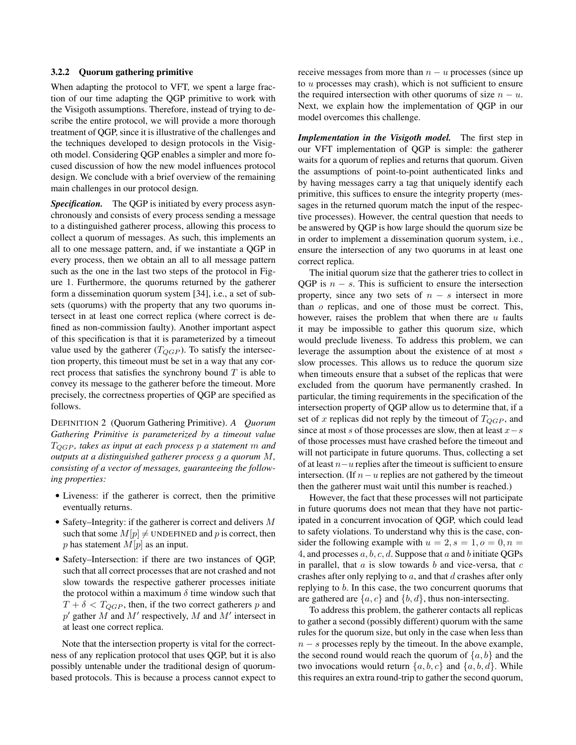### 3.2.2 Quorum gathering primitive

When adapting the protocol to VFT, we spent a large fraction of our time adapting the QGP primitive to work with the Visigoth assumptions. Therefore, instead of trying to describe the entire protocol, we will provide a more thorough treatment of QGP, since it is illustrative of the challenges and the techniques developed to design protocols in the Visigoth model. Considering QGP enables a simpler and more focused discussion of how the new model influences protocol design. We conclude with a brief overview of the remaining main challenges in our protocol design.

***Specification.*** The QGP is initiated by every process asynchronously and consists of every process sending a message to a distinguished gatherer process, allowing this process to collect a quorum of messages. As such, this implements an all to one message pattern, and, if we instantiate a QGP in every process, then we obtain an all to all message pattern such as the one in the last two steps of the protocol in Figure 1. Furthermore, the quorums returned by the gatherer form a dissemination quorum system [34], i.e., a set of subsets (quorums) with the property that any two quorums intersect in at least one correct replica (where correct is defined as non-commission faulty). Another important aspect of this specification is that it is parameterized by a timeout value used by the gatherer ($T_{QGP}$). To satisfy the intersection property, this timeout must be set in a way that any correct process that satisfies the synchrony bound $T$ is able to convey its message to the gatherer before the timeout. More precisely, the correctness properties of QGP are specified as follows.

DEFINITION 2 (Quorum Gathering Primitive). *A Quorum Gathering Primitive is parameterized by a timeout value $T_{QGP}$, takes as input at each process $p$ a statement $m$ and outputs at a distinguished gatherer process $g$ a quorum $M$, consisting of a vector of messages, guaranteeing the following properties:*

- Liveness: if the gatherer is correct, then the primitive eventually returns.
- Safety–Integrity: if the gatherer is correct and delivers $M$ such that some $M[p] \neq$ UNDEFINED and $p$ is correct, then $p$ has statement $M[p]$ as an input.
- Safety–Intersection: if there are two instances of QGP, such that all correct processes that are not crashed and not slow towards the respective gatherer processes initiate the protocol within a maximum $\delta$ time window such that $T + \delta < T_{QGP}$, then, if the two correct gatherers $p$ and $p'$ gather $M$ and $M'$ respectively, $M$ and $M'$ intersect in at least one correct replica.

Note that the intersection property is vital for the correctness of any replication protocol that uses QGP, but it is also possibly untenable under the traditional design of quorum-based protocols. This is because a process cannot expect to receive messages from more than $n - u$ processes (since up to $u$ processes may crash), which is not sufficient to ensure the required intersection with other quorums of size $n - u$. Next, we explain how the implementation of QGP in our model overcomes this challenge.

***Implementation in the Visigoth model.*** The first step in our VFT implementation of QGP is simple: the gatherer waits for a quorum of replies and returns that quorum. Given the assumptions of point-to-point authenticated links and by having messages carry a tag that uniquely identify each primitive, this suffices to ensure the integrity property (messages in the returned quorum match the input of the respective processes). However, the central question that needs to be answered by QGP is how large should the quorum size be in order to implement a dissemination quorum system, i.e., ensure the intersection of any two quorums in at least one correct replica.

The initial quorum size that the gatherer tries to collect in QGP is $n - s$. This is sufficient to ensure the intersection property, since any two sets of $n - s$ intersect in more than $o$ replicas, and one of those must be correct. This, however, raises the problem that when there are $u$ faults it may be impossible to gather this quorum size, which would preclude liveness. To address this problem, we can leverage the assumption about the existence of at most $s$ slow processes. This allows us to reduce the quorum size when timeouts ensure that a subset of the replicas that were excluded from the quorum have permanently crashed. In particular, the timing requirements in the specification of the intersection property of QGP allow us to determine that, if a set of $x$ replicas did not reply by the timeout of $T_{QGP}$, and since at most $s$ of those processes are slow, then at least $x - s$ of those processes must have crashed before the timeout and will not participate in future quorums. Thus, collecting a set of at least $n - u$ replies after the timeout is sufficient to ensure intersection. (If $n - u$ replies are not gathered by the timeout then the gatherer must wait until this number is reached.)

However, the fact that these processes will not participate in future quorums does not mean that they have not participated in a concurrent invocation of QGP, which could lead to safety violations. To understand why this is the case, consider the following example with $u = 2, s = 1, o = 0, n = 4$, and processes $a, b, c, d$. Suppose that $a$ and $b$ initiate QGPs in parallel, that $a$ is slow towards $b$ and vice-versa, that $c$ crashes after only replying to $a$, and that $d$ crashes after only replying to $b$. In this case, the two concurrent quorums that are gathered are $\{a, c\}$ and $\{b, d\}$, thus non-intersecting.

To address this problem, the gatherer contacts all replicas to gather a second (possibly different) quorum with the same rules for the quorum size, but only in the case when less than $n - s$ processes reply by the timeout. In the above example, the second round would reach the quorum of $\{a, b\}$ and the two invocations would return $\{a, b, c\}$ and $\{a, b, d\}$. While this requires an extra round-trip to gather the second quorum,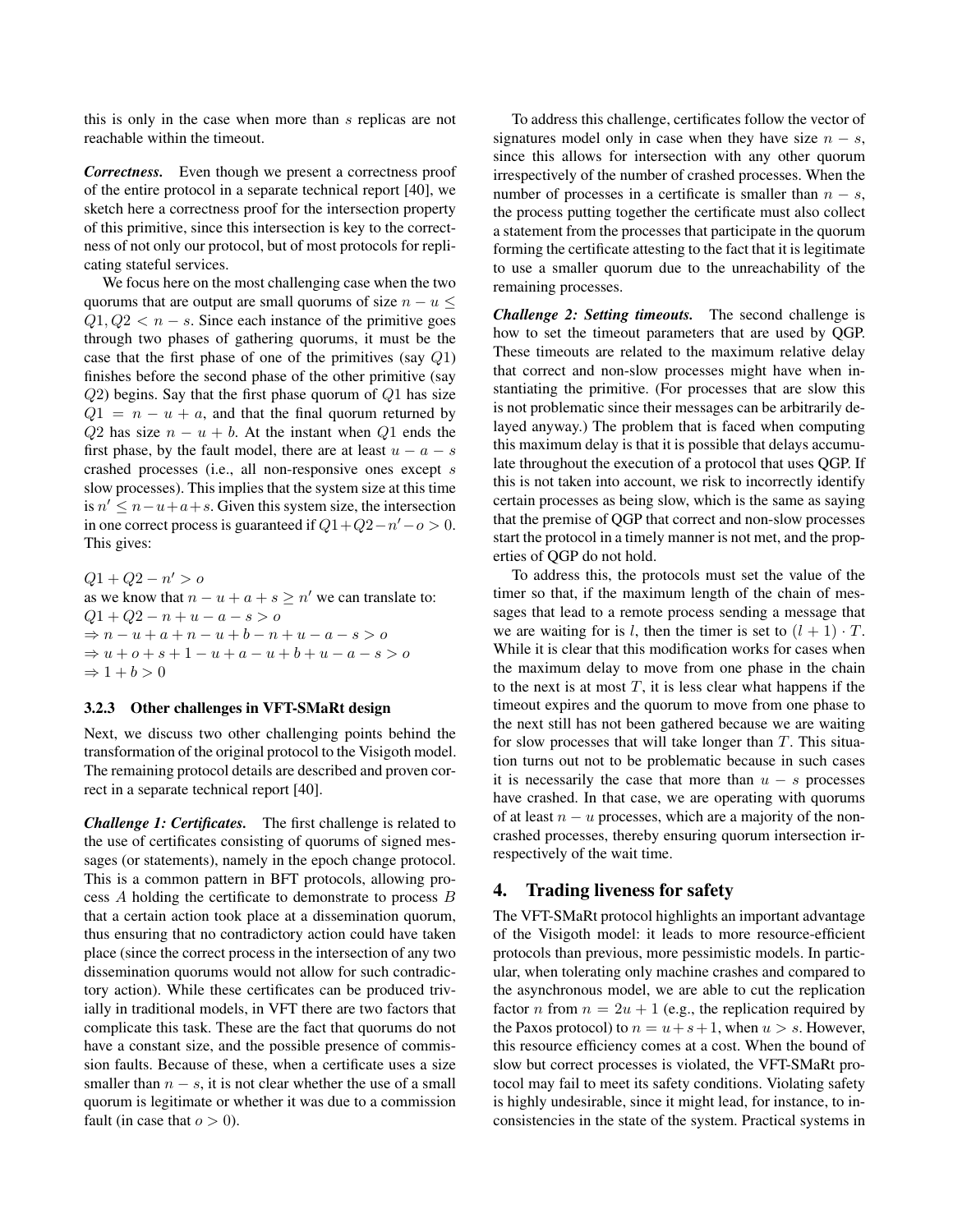this is only in the case when more than $s$ replicas are not reachable within the timeout.

***Correctness.*** Even though we present a correctness proof of the entire protocol in a separate technical report [40], we sketch here a correctness proof for the intersection property of this primitive, since this intersection is key to the correctness of not only our protocol, but of most protocols for replicating stateful services.

We focus here on the most challenging case when the two quorums that are output are small quorums of size $n - u \leq Q1, Q2 < n - s$. Since each instance of the primitive goes through two phases of gathering quorums, it must be the case that the first phase of one of the primitives (say $Q1$) finishes before the second phase of the other primitive (say $Q2$) begins. Say that the first phase quorum of $Q1$ has size $Q1 = n - u + a$, and that the final quorum returned by $Q2$ has size $n - u + b$. At the instant when $Q1$ ends the first phase, by the fault model, there are at least $u - a - s$ crashed processes (i.e., all non-responsive ones except $s$ slow processes). This implies that the system size at this time is $n' \leq n - u + a + s$. Given this system size, the intersection in one correct process is guaranteed if $Q1 + Q2 - n' - o > 0$. This gives:

$Q1 + Q2 - n' > o$
as we know that $n - u + a + s \geq n'$ we can translate to:
$Q1 + Q2 - n + u - a - s > o$
$\Rightarrow n - u + a + n - u + b - n + u - a - s > o$
$\Rightarrow u + o + s + 1 - u + a - u + b + u - a - s > o$
$\Rightarrow 1 + b > 0$

### 3.2.3 Other challenges in VFT-SMaRt design

Next, we discuss two other challenging points behind the transformation of the original protocol to the Visigoth model. The remaining protocol details are described and proven correct in a separate technical report [40].

***Challenge 1: Certificates.*** The first challenge is related to the use of certificates consisting of quorums of signed messages (or statements), namely in the epoch change protocol. This is a common pattern in BFT protocols, allowing process $A$ holding the certificate to demonstrate to process $B$ that a certain action took place at a dissemination quorum, thus ensuring that no contradictory action could have taken place (since the correct process in the intersection of any two dissemination quorums would not allow for such contradictory action). While these certificates can be produced trivially in traditional models, in VFT there are two factors that complicate this task. These are the fact that quorums do not have a constant size, and the possible presence of commission faults. Because of these, when a certificate uses a size smaller than $n - s$, it is not clear whether the use of a small quorum is legitimate or whether it was due to a commission fault (in case that $o > 0$).

To address this challenge, certificates follow the vector of signatures model only in case when they have size $n - s$, since this allows for intersection with any other quorum irrespectively of the number of crashed processes. When the number of processes in a certificate is smaller than $n - s$, the process putting together the certificate must also collect a statement from the processes that participate in the quorum forming the certificate attesting to the fact that it is legitimate to use a smaller quorum due to the unreachability of the remaining processes.

***Challenge 2: Setting timeouts.*** The second challenge is how to set the timeout parameters that are used by QGP. These timeouts are related to the maximum relative delay that correct and non-slow processes might have when instantiating the primitive. (For processes that are slow this is not problematic since their messages can be arbitrarily delayed anyway.) The problem that is faced when computing this maximum delay is that it is possible that delays accumulate throughout the execution of a protocol that uses QGP. If this is not taken into account, we risk to incorrectly identify certain processes as being slow, which is the same as saying that the premise of QGP that correct and non-slow processes start the protocol in a timely manner is not met, and the properties of QGP do not hold.

To address this, the protocols must set the value of the timer so that, if the maximum length of the chain of messages that lead to a remote process sending a message that we are waiting for is $l$, then the timer is set to $(l + 1) \cdot T$. While it is clear that this modification works for cases when the maximum delay to move from one phase in the chain to the next is at most $T$, it is less clear what happens if the timeout expires and the quorum to move from one phase to the next still has not been gathered because we are waiting for slow processes that will take longer than $T$. This situation turns out not to be problematic because in such cases it is necessarily the case that more than $u - s$ processes have crashed. In that case, we are operating with quorums of at least $n - u$ processes, which are a majority of the non-crashed processes, thereby ensuring quorum intersection irrespectively of the wait time.

## 4. Trading liveness for safety

The VFT-SMaRt protocol highlights an important advantage of the Visigoth model: it leads to more resource-efficient protocols than previous, more pessimistic models. In particular, when tolerating only machine crashes and compared to the asynchronous model, we are able to cut the replication factor $n$ from $n = 2u + 1$ (e.g., the replication required by the Paxos protocol) to $n = u + s + 1$, when $u > s$. However, this resource efficiency comes at a cost. When the bound of slow but correct processes is violated, the VFT-SMaRt protocol may fail to meet its safety conditions. Violating safety is highly undesirable, since it might lead, for instance, to inconsistencies in the state of the system. Practical systems in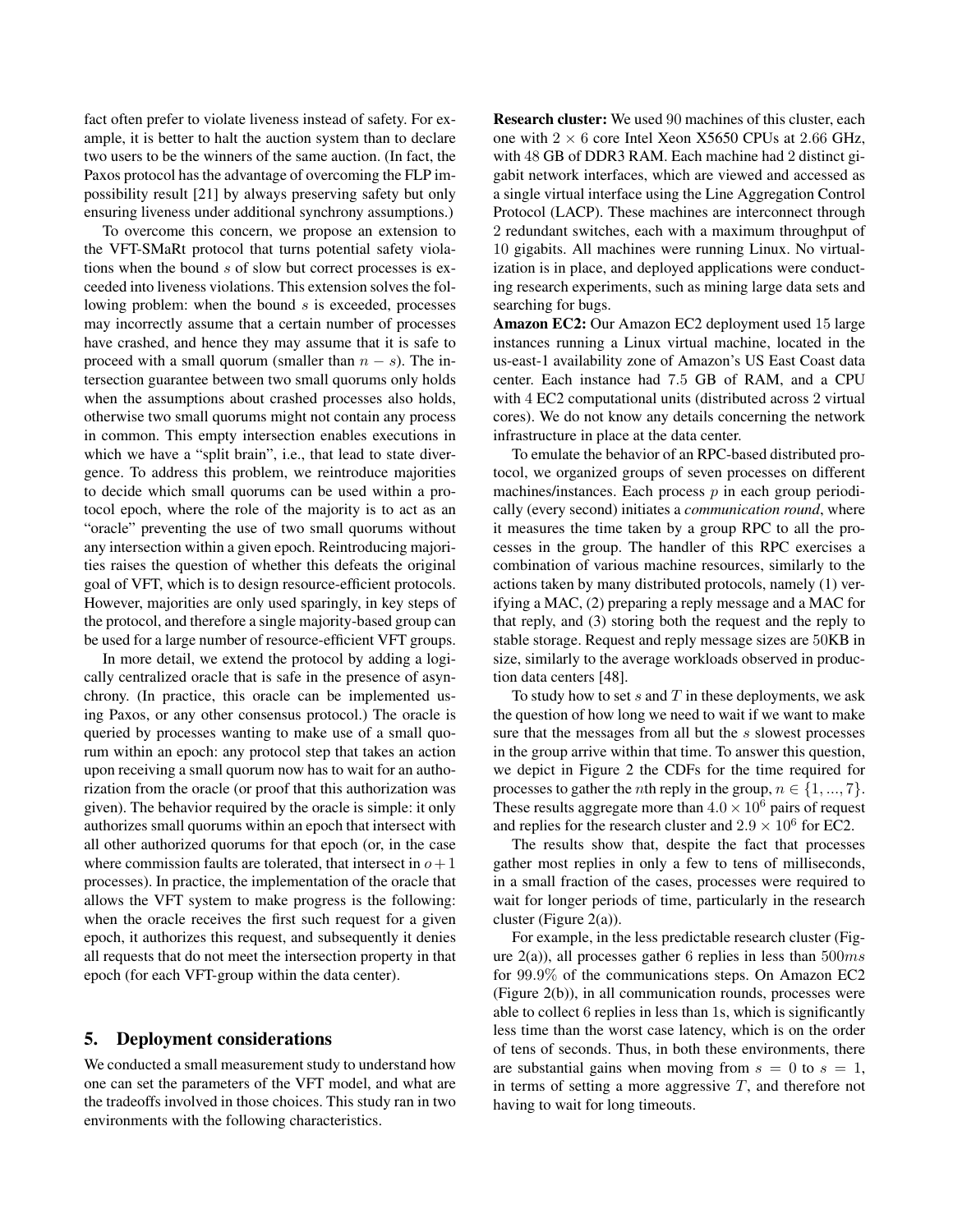fact often prefer to violate liveness instead of safety. For example, it is better to halt the auction system than to declare two users to be the winners of the same auction. (In fact, the Paxos protocol has the advantage of overcoming the FLP impossibility result [21] by always preserving safety but only ensuring liveness under additional synchrony assumptions.)

To overcome this concern, we propose an extension to the VFT-SMaRt protocol that turns potential safety violations when the bound $s$ of slow but correct processes is exceeded into liveness violations. This extension solves the following problem: when the bound $s$ is exceeded, processes may incorrectly assume that a certain number of processes have crashed, and hence they may assume that it is safe to proceed with a small quorum (smaller than $n - s$). The intersection guarantee between two small quorums only holds when the assumptions about crashed processes also holds, otherwise two small quorums might not contain any process in common. This empty intersection enables executions in which we have a "split brain", i.e., that lead to state divergence. To address this problem, we reintroduce majorities to decide which small quorums can be used within a protocol epoch, where the role of the majority is to act as an "oracle" preventing the use of two small quorums without any intersection within a given epoch. Reintroducing majorities raises the question of whether this defeats the original goal of VFT, which is to design resource-efficient protocols. However, majorities are only used sparingly, in key steps of the protocol, and therefore a single majority-based group can be used for a large number of resource-efficient VFT groups.

In more detail, we extend the protocol by adding a logically centralized oracle that is safe in the presence of asynchrony. (In practice, this oracle can be implemented using Paxos, or any other consensus protocol.) The oracle is queried by processes wanting to make use of a small quorum within an epoch: any protocol step that takes an action upon receiving a small quorum now has to wait for an authorization from the oracle (or proof that this authorization was given). The behavior required by the oracle is simple: it only authorizes small quorums within an epoch that intersect with all other authorized quorums for that epoch (or, in the case where commission faults are tolerated, that intersect in $o+1$ processes). In practice, the implementation of the oracle that allows the VFT system to make progress is the following: when the oracle receives the first such request for a given epoch, it authorizes this request, and subsequently it denies all requests that do not meet the intersection property in that epoch (for each VFT-group within the data center).

## 5. Deployment considerations

We conducted a small measurement study to understand how one can set the parameters of the VFT model, and what are the tradeoffs involved in those choices. This study ran in two environments with the following characteristics.

**Research cluster:** We used 90 machines of this cluster, each one with $2 \times 6$ core Intel Xeon X5650 CPUs at 2.66 GHz, with 48 GB of DDR3 RAM. Each machine had 2 distinct gigabit network interfaces, which are viewed and accessed as a single virtual interface using the Line Aggregation Control Protocol (LACP). These machines are interconnect through 2 redundant switches, each with a maximum throughput of 10 gigabits. All machines were running Linux. No virtualization is in place, and deployed applications were conducting research experiments, such as mining large data sets and searching for bugs.

**Amazon EC2:** Our Amazon EC2 deployment used 15 large instances running a Linux virtual machine, located in the us-east-1 availability zone of Amazon's US East Coast data center. Each instance had 7.5 GB of RAM, and a CPU with 4 EC2 computational units (distributed across 2 virtual cores). We do not know any details concerning the network infrastructure in place at the data center.

To emulate the behavior of an RPC-based distributed protocol, we organized groups of seven processes on different machines/instances. Each process $p$ in each group periodically (every second) initiates a *communication round*, where it measures the time taken by a group RPC to all the processes in the group. The handler of this RPC exercises a combination of various machine resources, similarly to the actions taken by many distributed protocols, namely (1) verifying a MAC, (2) preparing a reply message and a MAC for that reply, and (3) storing both the request and the reply to stable storage. Request and reply message sizes are 50KB in size, similarly to the average workloads observed in production data centers [48].

To study how to set $s$ and $T$ in these deployments, we ask the question of how long we need to wait if we want to make sure that the messages from all but the $s$ slowest processes in the group arrive within that time. To answer this question, we depict in Figure 2 the CDFs for the time required for processes to gather the $n$th reply in the group, $n \in \{1, ..., 7\}$. These results aggregate more than $4.0 \times 10^6$ pairs of request and replies for the research cluster and $2.9 \times 10^6$ for EC2.

The results show that, despite the fact that processes gather most replies in only a few to tens of milliseconds, in a small fraction of the cases, processes were required to wait for longer periods of time, particularly in the research cluster (Figure 2(a)).

For example, in the less predictable research cluster (Figure 2(a)), all processes gather 6 replies in less than $500ms$ for 99.9% of the communications steps. On Amazon EC2 (Figure 2(b)), in all communication rounds, processes were able to collect 6 replies in less than 1s, which is significantly less time than the worst case latency, which is on the order of tens of seconds. Thus, in both these environments, there are substantial gains when moving from $s = 0$ to $s = 1$, in terms of setting a more aggressive $T$, and therefore not having to wait for long timeouts.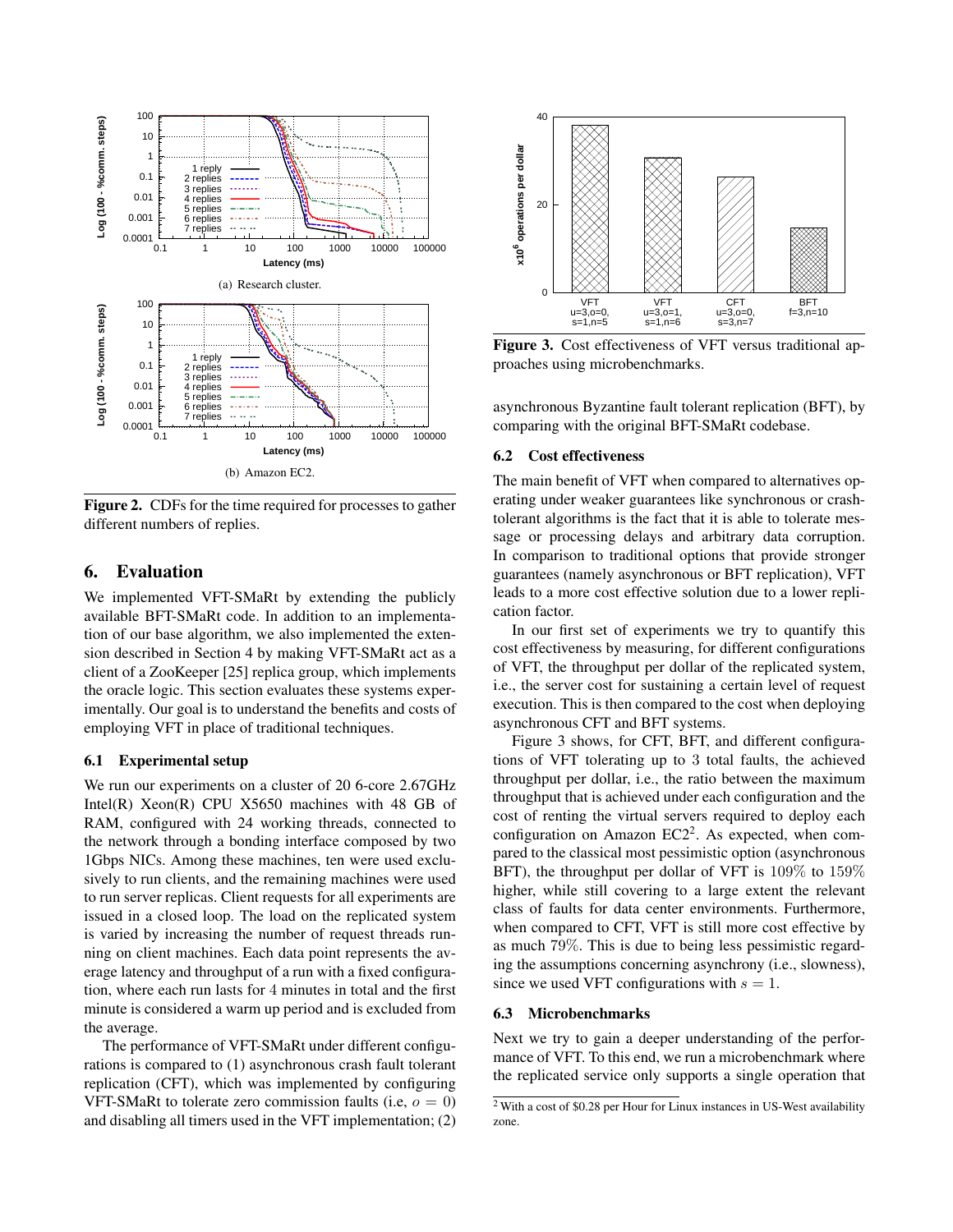(a) Research cluster.

(b) Amazon EC2.

**Figure 2.** CDFs for the time required for processes to gather different numbers of replies.

## 6. Evaluation

We implemented VFT-SMaRt by extending the publicly available BFT-SMaRt code. In addition to an implementation of our base algorithm, we also implemented the extension described in Section 4 by making VFT-SMaRt act as a client of a ZooKeeper [25] replica group, which implements the oracle logic. This section evaluates these systems experimentally. Our goal is to understand the benefits and costs of employing VFT in place of traditional techniques.

### 6.1 Experimental setup

We run our experiments on a cluster of 20 6-core 2.67GHz Intel(R) Xeon(R) CPU X5650 machines with 48 GB of RAM, configured with 24 working threads, connected to the network through a bonding interface composed by two 1Gbps NICs. Among these machines, ten were used exclusively to run clients, and the remaining machines were used to run server replicas. Client requests for all experiments are issued in a closed loop. The load on the replicated system is varied by increasing the number of request threads running on client machines. Each data point represents the average latency and throughput of a run with a fixed configuration, where each run lasts for 4 minutes in total and the first minute is considered a warm up period and is excluded from the average.

The performance of VFT-SMaRt under different configurations is compared to (1) asynchronous crash fault tolerant replication (CFT), which was implemented by configuring VFT-SMaRt to tolerate zero commission faults (i.e, $o = 0$) and disabling all timers used in the VFT implementation; (2) asynchronous Byzantine fault tolerant replication (BFT), by comparing with the original BFT-SMaRt codebase.

**Figure 3.** Cost effectiveness of VFT versus traditional approaches using microbenchmarks.

### 6.2 Cost effectiveness

The main benefit of VFT when compared to alternatives operating under weaker guarantees like synchronous or crash-tolerant algorithms is the fact that it is able to tolerate message or processing delays and arbitrary data corruption. In comparison to traditional options that provide stronger guarantees (namely asynchronous or BFT replication), VFT leads to a more cost effective solution due to a lower replication factor.

In our first set of experiments we try to quantify this cost effectiveness by measuring, for different configurations of VFT, the throughput per dollar of the replicated system, i.e., the server cost for sustaining a certain level of request execution. This is then compared to the cost when deploying asynchronous CFT and BFT systems.

Figure 3 shows, for CFT, BFT, and different configurations of VFT tolerating up to 3 total faults, the achieved throughput per dollar, i.e., the ratio between the maximum throughput that is achieved under each configuration and the cost of renting the virtual servers required to deploy each configuration on Amazon EC2[2]. As expected, when compared to the classical most pessimistic option (asynchronous BFT), the throughput per dollar of VFT is 109% to 159% higher, while still covering to a large extent the relevant class of faults for data center environments. Furthermore, when compared to CFT, VFT is still more cost effective by as much 79%. This is due to being less pessimistic regarding the assumptions concerning asynchrony (i.e., slowness), since we used VFT configurations with $s = 1$.

### 6.3 Microbenchmarks

Next we try to gain a deeper understanding of the performance of VFT. To this end, we run a microbenchmark where the replicated service only supports a single operation that

[2] With a cost of $0.28 per Hour for Linux instances in US-West availability zone.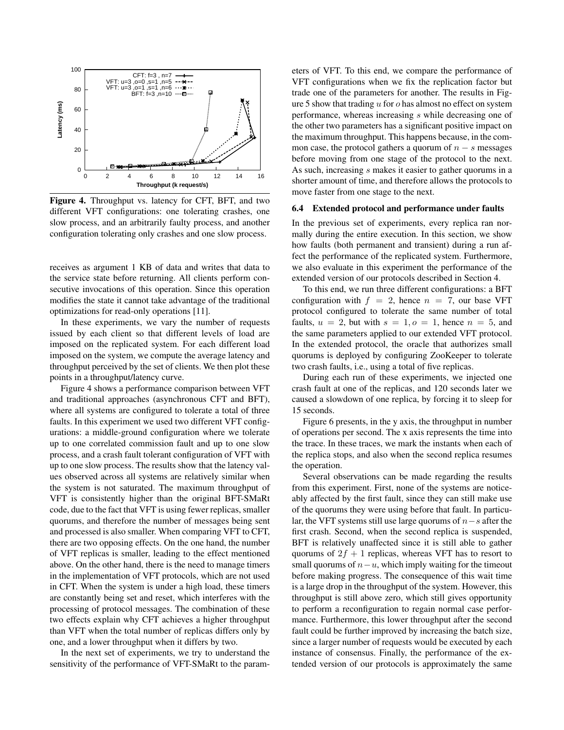100

80

60

40

20

0

Latency (ms)

0 2 4 6 8 10 12 14 16

Throughput (k request/s)

CFT: f=3 , n=7

VFT: u=3 ,o=0 ,s=1 ,n=5

VFT: u=3 ,o=1 ,s=1 ,n=6

BFT: f=3 ,n=10

**Figure 4.** Throughput vs. latency for CFT, BFT, and two different VFT configurations: one tolerating crashes, one slow process, and an arbitrarily faulty process, and another configuration tolerating only crashes and one slow process.

receives as argument 1 KB of data and writes that data to the service state before returning. All clients perform consecutive invocations of this operation. Since this operation modifies the state it cannot take advantage of the traditional optimizations for read-only operations [11].

In these experiments, we vary the number of requests issued by each client so that different levels of load are imposed on the replicated system. For each different load imposed on the system, we compute the average latency and throughput perceived by the set of clients. We then plot these points in a throughput/latency curve.

Figure 4 shows a performance comparison between VFT and traditional approaches (asynchronous CFT and BFT), where all systems are configured to tolerate a total of three faults. In this experiment we used two different VFT configurations: a middle-ground configuration where we tolerate up to one correlated commission fault and up to one slow process, and a crash fault tolerant configuration of VFT with up to one slow process. The results show that the latency values observed across all systems are relatively similar when the system is not saturated. The maximum throughput of VFT is consistently higher than the original BFT-SMaRt code, due to the fact that VFT is using fewer replicas, smaller quorums, and therefore the number of messages being sent and processed is also smaller. When comparing VFT to CFT, there are two opposing effects. On the one hand, the number of VFT replicas is smaller, leading to the effect mentioned above. On the other hand, there is the need to manage timers in the implementation of VFT protocols, which are not used in CFT. When the system is under a high load, these timers are constantly being set and reset, which interferes with the processing of protocol messages. The combination of these two effects explain why CFT achieves a higher throughput than VFT when the total number of replicas differs only by one, and a lower throughput when it differs by two.

In the next set of experiments, we try to understand the sensitivity of the performance of VFT-SMaRt to the parameters of VFT. To this end, we compare the performance of VFT configurations when we fix the replication factor but trade one of the parameters for another. The results in Figure 5 show that trading $u$ for $o$ has almost no effect on system performance, whereas increasing $s$ while decreasing one of the other two parameters has a significant positive impact on the maximum throughput. This happens because, in the common case, the protocol gathers a quorum of $n - s$ messages before moving from one stage of the protocol to the next. As such, increasing $s$ makes it easier to gather quorums in a shorter amount of time, and therefore allows the protocols to move faster from one stage to the next.

### 6.4 Extended protocol and performance under faults

In the previous set of experiments, every replica ran normally during the entire execution. In this section, we show how faults (both permanent and transient) during a run affect the performance of the replicated system. Furthermore, we also evaluate in this experiment the performance of the extended version of our protocols described in Section 4.

To this end, we run three different configurations: a BFT configuration with $f = 2$, hence $n = 7$, our base VFT protocol configured to tolerate the same number of total faults, $u = 2$, but with $s = 1, o = 1$, hence $n = 5$, and the same parameters applied to our extended VFT protocol. In the extended protocol, the oracle that authorizes small quorums is deployed by configuring ZooKeeper to tolerate two crash faults, i.e., using a total of five replicas.

During each run of these experiments, we injected one crash fault at one of the replicas, and 120 seconds later we caused a slowdown of one replica, by forcing it to sleep for 15 seconds.

Figure 6 presents, in the y axis, the throughput in number of operations per second. The x axis represents the time into the trace. In these traces, we mark the instants when each of the replica stops, and also when the second replica resumes the operation.

Several observations can be made regarding the results from this experiment. First, none of the systems are noticeably affected by the first fault, since they can still make use of the quorums they were using before that fault. In particular, the VFT systems still use large quorums of $n-s$ after the first crash. Second, when the second replica is suspended, BFT is relatively unaffected since it is still able to gather quorums of $2f + 1$ replicas, whereas VFT has to resort to small quorums of $n-u$, which imply waiting for the timeout before making progress. The consequence of this wait time is a large drop in the throughput of the system. However, this throughput is still above zero, which still gives opportunity to perform a reconfiguration to regain normal case performance. Furthermore, this lower throughput after the second fault could be further improved by increasing the batch size, since a larger number of requests would be executed by each instance of consensus. Finally, the performance of the extended version of our protocols is approximately the same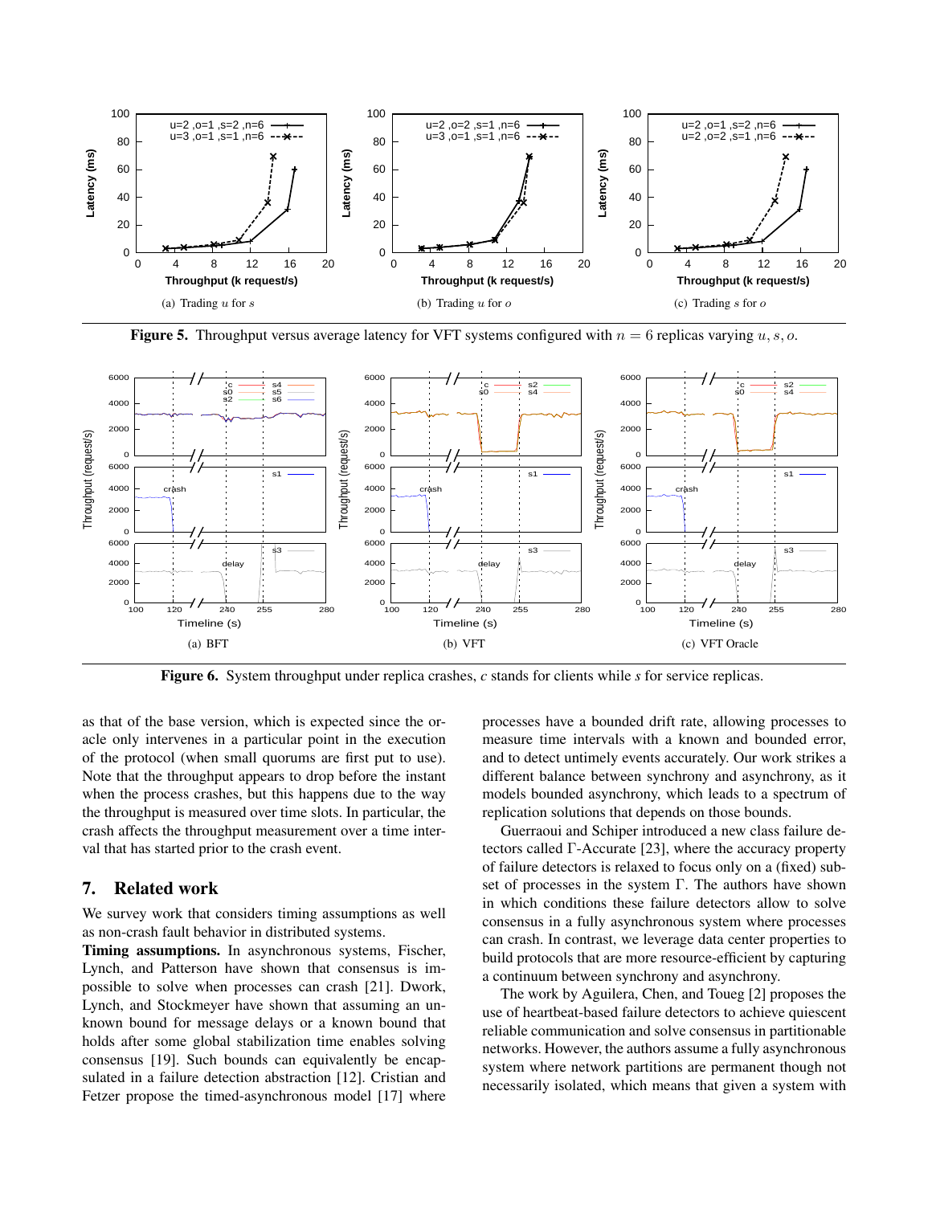(a) Trading $u$ for $s$

(b) Trading $u$ for $o$

(c) Trading $s$ for $o$

**Figure 5.** Throughput versus average latency for VFT systems configured with $n = 6$ replicas varying $u, s, o$.

(a) BFT

(b) VFT

(c) VFT Oracle

**Figure 6.** System throughput under replica crashes, *c* stands for clients while *s* for service replicas.

as that of the base version, which is expected since the oracle only intervenes in a particular point in the execution of the protocol (when small quorums are first put to use). Note that the throughput appears to drop before the instant when the process crashes, but this happens due to the way the throughput is measured over time slots. In particular, the crash affects the throughput measurement over a time interval that has started prior to the crash event.

## 7. Related work

We survey work that considers timing assumptions as well as non-crash fault behavior in distributed systems.

**Timing assumptions.** In asynchronous systems, Fischer, Lynch, and Patterson have shown that consensus is impossible to solve when processes can crash [21]. Dwork, Lynch, and Stockmeyer have shown that assuming an unknown bound for message delays or a known bound that holds after some global stabilization time enables solving consensus [19]. Such bounds can equivalently be encapsulated in a failure detection abstraction [12]. Cristian and Fetzer propose the timed-asynchronous model [17] where processes have a bounded drift rate, allowing processes to measure time intervals with a known and bounded error, and to detect untimely events accurately. Our work strikes a different balance between synchrony and asynchrony, as it models bounded asynchrony, which leads to a spectrum of replication solutions that depends on those bounds.

Guerraoui and Schiper introduced a new class failure detectors called $\Gamma$-Accurate [23], where the accuracy property of failure detectors is relaxed to focus only on a (fixed) subset of processes in the system $\Gamma$. The authors have shown in which conditions these failure detectors allow to solve consensus in a fully asynchronous system where processes can crash. In contrast, we leverage data center properties to build protocols that are more resource-efficient by capturing a continuum between synchrony and asynchrony.

The work by Aguilera, Chen, and Toueg [2] proposes the use of heartbeat-based failure detectors to achieve quiescent reliable communication and solve consensus in partitionable networks. However, the authors assume a fully asynchronous system where network partitions are permanent though not necessarily isolated, which means that given a system with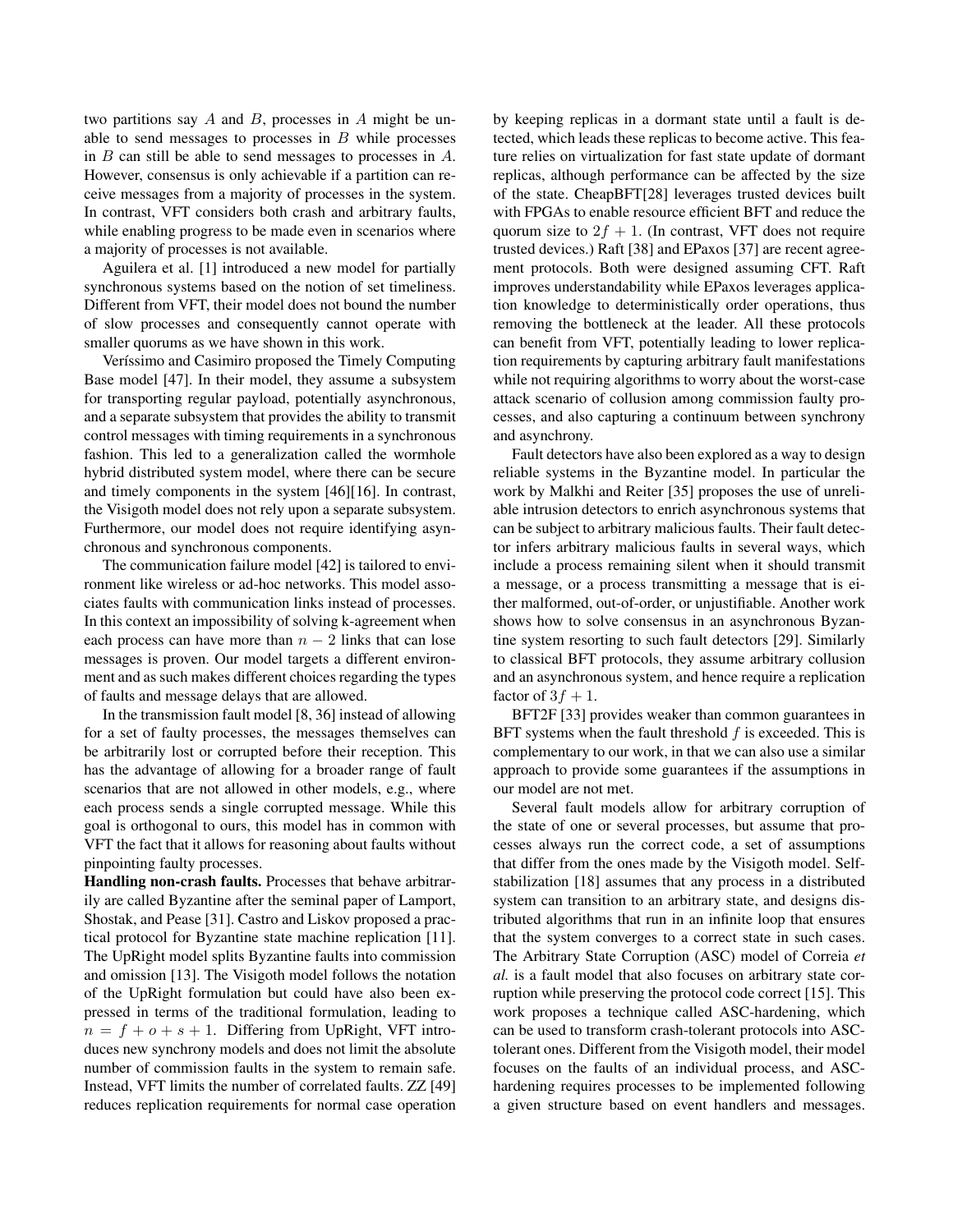two partitions say $A$ and $B$, processes in $A$ might be unable to send messages to processes in $B$ while processes in $B$ can still be able to send messages to processes in $A$. However, consensus is only achievable if a partition can receive messages from a majority of processes in the system. In contrast, VFT considers both crash and arbitrary faults, while enabling progress to be made even in scenarios where a majority of processes is not available.

Aguilera et al. [1] introduced a new model for partially synchronous systems based on the notion of set timeliness. Different from VFT, their model does not bound the number of slow processes and consequently cannot operate with smaller quorums as we have shown in this work.

Veríssimo and Casimiro proposed the Timely Computing Base model [47]. In their model, they assume a subsystem for transporting regular payload, potentially asynchronous, and a separate subsystem that provides the ability to transmit control messages with timing requirements in a synchronous fashion. This led to a generalization called the wormhole hybrid distributed system model, where there can be secure and timely components in the system [46][16]. In contrast, the Visigoth model does not rely upon a separate subsystem. Furthermore, our model does not require identifying asynchronous and synchronous components.

The communication failure model [42] is tailored to environment like wireless or ad-hoc networks. This model associates faults with communication links instead of processes. In this context an impossibility of solving k-agreement when each process can have more than $n - 2$ links that can lose messages is proven. Our model targets a different environment and as such makes different choices regarding the types of faults and message delays that are allowed.

In the transmission fault model [8, 36] instead of allowing for a set of faulty processes, the messages themselves can be arbitrarily lost or corrupted before their reception. This has the advantage of allowing for a broader range of fault scenarios that are not allowed in other models, e.g., where each process sends a single corrupted message. While this goal is orthogonal to ours, this model has in common with VFT the fact that it allows for reasoning about faults without pinpointing faulty processes.

**Handling non-crash faults.** Processes that behave arbitrarily are called Byzantine after the seminal paper of Lamport, Shostak, and Pease [31]. Castro and Liskov proposed a practical protocol for Byzantine state machine replication [11]. The UpRight model splits Byzantine faults into commission and omission [13]. The Visigoth model follows the notation of the UpRight formulation but could have also been expressed in terms of the traditional formulation, leading to $n = f + o + s + 1$. Differing from UpRight, VFT introduces new synchrony models and does not limit the absolute number of commission faults in the system to remain safe. Instead, VFT limits the number of correlated faults. ZZ [49] reduces replication requirements for normal case operation by keeping replicas in a dormant state until a fault is detected, which leads these replicas to become active. This feature relies on virtualization for fast state update of dormant replicas, although performance can be affected by the size of the state. CheapBFT[28] leverages trusted devices built with FPGAs to enable resource efficient BFT and reduce the quorum size to $2f + 1$. (In contrast, VFT does not require trusted devices.) Raft [38] and EPaxos [37] are recent agreement protocols. Both were designed assuming CFT. Raft improves understandability while EPaxos leverages application knowledge to deterministically order operations, thus removing the bottleneck at the leader. All these protocols can benefit from VFT, potentially leading to lower replication requirements by capturing arbitrary fault manifestations while not requiring algorithms to worry about the worst-case attack scenario of collusion among commission faulty processes, and also capturing a continuum between synchrony and asynchrony.

Fault detectors have also been explored as a way to design reliable systems in the Byzantine model. In particular the work by Malkhi and Reiter [35] proposes the use of unreliable intrusion detectors to enrich asynchronous systems that can be subject to arbitrary malicious faults. Their fault detector infers arbitrary malicious faults in several ways, which include a process remaining silent when it should transmit a message, or a process transmitting a message that is either malformed, out-of-order, or unjustifiable. Another work shows how to solve consensus in an asynchronous Byzantine system resorting to such fault detectors [29]. Similarly to classical BFT protocols, they assume arbitrary collusion and an asynchronous system, and hence require a replication factor of $3f + 1$.

BFT2F [33] provides weaker than common guarantees in BFT systems when the fault threshold $f$ is exceeded. This is complementary to our work, in that we can also use a similar approach to provide some guarantees if the assumptions in our model are not met.

Several fault models allow for arbitrary corruption of the state of one or several processes, but assume that processes always run the correct code, a set of assumptions that differ from the ones made by the Visigoth model. Self-stabilization [18] assumes that any process in a distributed system can transition to an arbitrary state, and designs distributed algorithms that run in an infinite loop that ensures that the system converges to a correct state in such cases. The Arbitrary State Corruption (ASC) model of Correia *et al.* is a fault model that also focuses on arbitrary state corruption while preserving the protocol code correct [15]. This work proposes a technique called ASC-hardening, which can be used to transform crash-tolerant protocols into ASC-tolerant ones. Different from the Visigoth model, their model focuses on the faults of an individual process, and ASC-hardening requires processes to be implemented following a given structure based on event handlers and messages.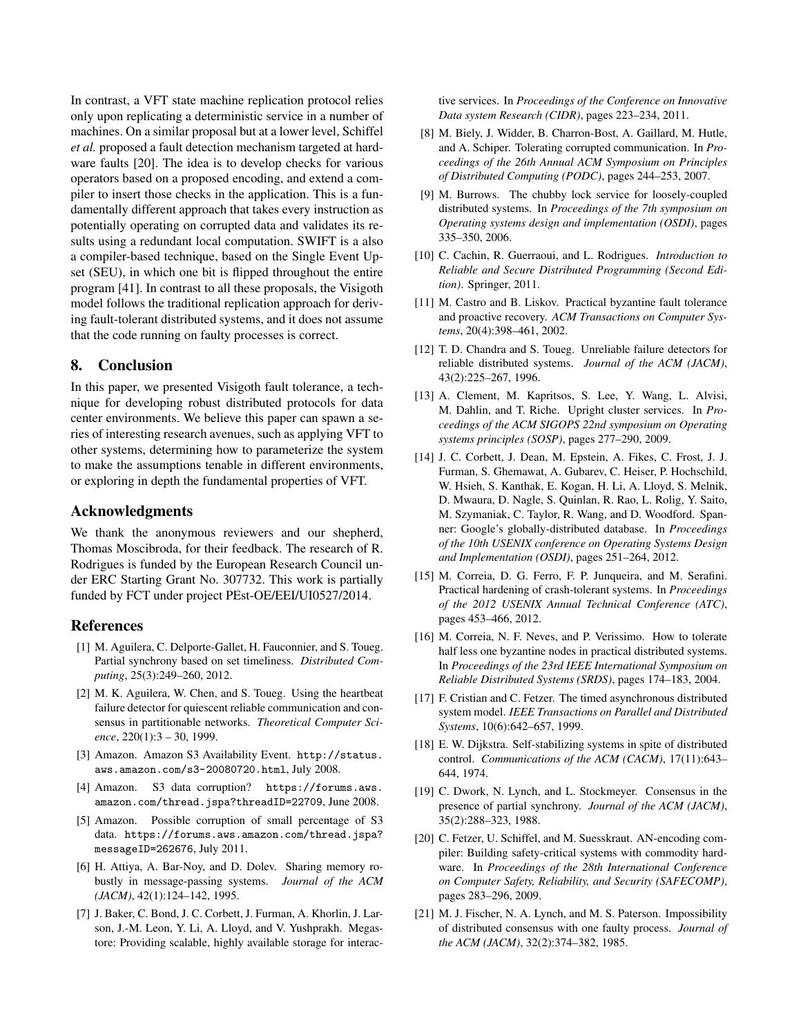In contrast, a VFT state machine replication protocol relies only upon replicating a deterministic service in a number of machines. On a similar proposal but at a lower level, Schiffel *et al.* proposed a fault detection mechanism targeted at hardware faults [20]. The idea is to develop checks for various operators based on a proposed encoding, and extend a compiler to insert those checks in the application. This is a fundamentally different approach that takes every instruction as potentially operating on corrupted data and validates its results using a redundant local computation. SWIFT is a also a compiler-based technique, based on the Single Event Upset (SEU), in which one bit is flipped throughout the entire program [41]. In contrast to all these proposals, the Visigoth model follows the traditional replication approach for deriving fault-tolerant distributed systems, and it does not assume that the code running on faulty processes is correct.

## 8. Conclusion

In this paper, we presented Visigoth fault tolerance, a technique for developing robust distributed protocols for data center environments. We believe this paper can spawn a series of interesting research avenues, such as applying VFT to other systems, determining how to parameterize the system to make the assumptions tenable in different environments, or exploring in depth the fundamental properties of VFT.

## Acknowledgments

We thank the anonymous reviewers and our shepherd, Thomas Moscibroda, for their feedback. The research of R. Rodrigues is funded by the European Research Council under ERC Starting Grant No. 307732. This work is partially funded by FCT under project PEst-OE/EEI/UI0527/2014.

## References

[1] M. Aguilera, C. Delporte-Gallet, H. Fauconnier, and S. Toueg. Partial synchrony based on set timeliness. *Distributed Computing*, 25(3):249–260, 2012.

[2] M. K. Aguilera, W. Chen, and S. Toueg. Using the heartbeat failure detector for quiescent reliable communication and consensus in partitionable networks. *Theoretical Computer Science*, 220(1):3 – 30, 1999.

[3] Amazon. Amazon S3 Availability Event. http://status.aws.amazon.com/s3-20080720.html, July 2008.

[4] Amazon. S3 data corruption? https://forums.aws.amazon.com/thread.jspa?threadID=22709, June 2008.

[5] Amazon. Possible corruption of small percentage of S3 data. https://forums.aws.amazon.com/thread.jspa?messageID=262676, July 2011.

[6] H. Attiya, A. Bar-Noy, and D. Dolev. Sharing memory robustly in message-passing systems. *Journal of the ACM (JACM)*, 42(1):124–142, 1995.

[7] J. Baker, C. Bond, J. C. Corbett, J. Furman, A. Khorlin, J. Larson, J.-M. Leon, Y. Li, A. Lloyd, and V. Yushprakh. Megastore: Providing scalable, highly available storage for interactive services. In *Proceedings of the Conference on Innovative Data system Research (CIDR)*, pages 223–234, 2011.

[8] M. Biely, J. Widder, B. Charron-Bost, A. Gaillard, M. Hutle, and A. Schiper. Tolerating corrupted communication. In *Proceedings of the 26th Annual ACM Symposium on Principles of Distributed Computing (PODC)*, pages 244–253, 2007.

[9] M. Burrows. The chubby lock service for loosely-coupled distributed systems. In *Proceedings of the 7th symposium on Operating systems design and implementation (OSDI)*, pages 335–350, 2006.

[10] C. Cachin, R. Guerraoui, and L. Rodrigues. *Introduction to Reliable and Secure Distributed Programming (Second Edition)*. Springer, 2011.

[11] M. Castro and B. Liskov. Practical byzantine fault tolerance and proactive recovery. *ACM Transactions on Computer Systems*, 20(4):398–461, 2002.

[12] T. D. Chandra and S. Toueg. Unreliable failure detectors for reliable distributed systems. *Journal of the ACM (JACM)*, 43(2):225–267, 1996.

[13] A. Clement, M. Kapritsos, S. Lee, Y. Wang, L. Alvisi, M. Dahlin, and T. Riche. Upright cluster services. In *Proceedings of the ACM SIGOPS 22nd symposium on Operating systems principles (SOSP)*, pages 277–290, 2009.

[14] J. C. Corbett, J. Dean, M. Epstein, A. Fikes, C. Frost, J. J. Furman, S. Ghemawat, A. Gubarev, C. Heiser, P. Hochschild, W. Hsieh, S. Kanthak, E. Kogan, H. Li, A. Lloyd, S. Melnik, D. Mwaura, D. Nagle, S. Quinlan, R. Rao, L. Rolig, Y. Saito, M. Szymaniak, C. Taylor, R. Wang, and D. Woodford. Spanner: Google's globally-distributed database. In *Proceedings of the 10th USENIX conference on Operating Systems Design and Implementation (OSDI)*, pages 251–264, 2012.

[15] M. Correia, D. G. Ferro, F. P. Junqueira, and M. Serafini. Practical hardening of crash-tolerant systems. In *Proceedings of the 2012 USENIX Annual Technical Conference (ATC)*, pages 453–466, 2012.

[16] M. Correia, N. F. Neves, and P. Verissimo. How to tolerate half less one byzantine nodes in practical distributed systems. In *Proceedings of the 23rd IEEE International Symposium on Reliable Distributed Systems (SRDS)*, pages 174–183, 2004.

[17] F. Cristian and C. Fetzer. The timed asynchronous distributed system model. *IEEE Transactions on Parallel and Distributed Systems*, 10(6):642–657, 1999.

[18] E. W. Dijkstra. Self-stabilizing systems in spite of distributed control. *Communications of the ACM (CACM)*, 17(11):643–644, 1974.

[19] C. Dwork, N. Lynch, and L. Stockmeyer. Consensus in the presence of partial synchrony. *Journal of the ACM (JACM)*, 35(2):288–323, 1988.

[20] C. Fetzer, U. Schiffel, and M. Suesskraut. AN-encoding compiler: Building safety-critical systems with commodity hardware. In *Proceedings of the 28th International Conference on Computer Safety, Reliability, and Security (SAFECOMP)*, pages 283–296, 2009.

[21] M. J. Fischer, N. A. Lynch, and M. S. Paterson. Impossibility of distributed consensus with one faulty process. *Journal of the ACM (JACM)*, 32(2):374–382, 1985.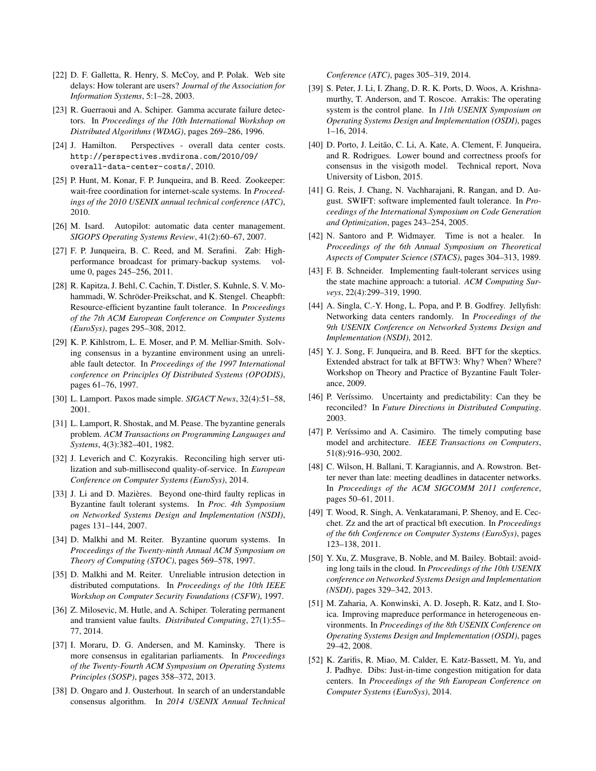[22] D. F. Galletta, R. Henry, S. McCoy, and P. Polak. Web site delays: How tolerant are users? *Journal of the Association for Information Systems*, 5:1–28, 2003.

[23] R. Guerraoui and A. Schiper. Gamma accurate failure detectors. In *Proceedings of the 10th International Workshop on Distributed Algorithms (WDAG)*, pages 269–286, 1996.

[24] J. Hamilton. Perspectives - overall data center costs. `http://perspectives.mvdirona.com/2010/09/overall-data-center-costs/`, 2010.

[25] P. Hunt, M. Konar, F. P. Junqueira, and B. Reed. Zookeeper: wait-free coordination for internet-scale systems. In *Proceedings of the 2010 USENIX annual technical conference (ATC)*, 2010.

[26] M. Isard. Autopilot: automatic data center management. *SIGOPS Operating Systems Review*, 41(2):60–67, 2007.

[27] F. P. Junqueira, B. C. Reed, and M. Serafini. Zab: High-performance broadcast for primary-backup systems. volume 0, pages 245–256, 2011.

[28] R. Kapitza, J. Behl, C. Cachin, T. Distler, S. Kuhnle, S. V. Mohammadi, W. Schröder-Preikschat, and K. Stengel. Cheapbft: Resource-efficient byzantine fault tolerance. In *Proceedings of the 7th ACM European Conference on Computer Systems (EuroSys)*, pages 295–308, 2012.

[29] K. P. Kihlstrom, L. E. Moser, and P. M. Melliar-Smith. Solving consensus in a byzantine environment using an unreliable fault detector. In *Proceedings of the 1997 International conference on Principles Of Distributed Systems (OPODIS)*, pages 61–76, 1997.

[30] L. Lamport. Paxos made simple. *SIGACT News*, 32(4):51–58, 2001.

[31] L. Lamport, R. Shostak, and M. Pease. The byzantine generals problem. *ACM Transactions on Programming Languages and Systems*, 4(3):382–401, 1982.

[32] J. Leverich and C. Kozyrakis. Reconciling high server utilization and sub-millisecond quality-of-service. In *European Conference on Computer Systems (EuroSys)*, 2014.

[33] J. Li and D. Mazières. Beyond one-third faulty replicas in Byzantine fault tolerant systems. In *Proc. 4th Symposium on Networked Systems Design and Implementation (NSDI)*, pages 131–144, 2007.

[34] D. Malkhi and M. Reiter. Byzantine quorum systems. In *Proceedings of the Twenty-ninth Annual ACM Symposium on Theory of Computing (STOC)*, pages 569–578, 1997.

[35] D. Malkhi and M. Reiter. Unreliable intrusion detection in distributed computations. In *Proceedings of the 10th IEEE Workshop on Computer Security Foundations (CSFW)*, 1997.

[36] Z. Milosevic, M. Hutle, and A. Schiper. Tolerating permanent and transient value faults. *Distributed Computing*, 27(1):55–77, 2014.

[37] I. Moraru, D. G. Andersen, and M. Kaminsky. There is more consensus in egalitarian parliaments. In *Proceedings of the Twenty-Fourth ACM Symposium on Operating Systems Principles (SOSP)*, pages 358–372, 2013.

[38] D. Ongaro and J. Ousterhout. In search of an understandable consensus algorithm. In *2014 USENIX Annual Technical Conference (ATC)*, pages 305–319, 2014.

[39] S. Peter, J. Li, I. Zhang, D. R. K. Ports, D. Woos, A. Krishnamurthy, T. Anderson, and T. Roscoe. Arrakis: The operating system is the control plane. In *11th USENIX Symposium on Operating Systems Design and Implementation (OSDI)*, pages 1–16, 2014.

[40] D. Porto, J. Leitão, C. Li, A. Kate, A. Clement, F. Junqueira, and R. Rodrigues. Lower bound and correctness proofs for consensus in the visigoth model. Technical report, Nova University of Lisbon, 2015.

[41] G. Reis, J. Chang, N. Vachharajani, R. Rangan, and D. August. SWIFT: software implemented fault tolerance. In *Proceedings of the International Symposium on Code Generation and Optimization*, pages 243–254, 2005.

[42] N. Santoro and P. Widmayer. Time is not a healer. In *Proceedings of the 6th Annual Symposium on Theoretical Aspects of Computer Science (STACS)*, pages 304–313, 1989.

[43] F. B. Schneider. Implementing fault-tolerant services using the state machine approach: a tutorial. *ACM Computing Surveys*, 22(4):299–319, 1990.

[44] A. Singla, C.-Y. Hong, L. Popa, and P. B. Godfrey. Jellyfish: Networking data centers randomly. In *Proceedings of the 9th USENIX Conference on Networked Systems Design and Implementation (NSDI)*, 2012.

[45] Y. J. Song, F. Junqueira, and B. Reed. BFT for the skeptics. Extended abstract for talk at BFTW3: Why? When? Where? Workshop on Theory and Practice of Byzantine Fault Tolerance, 2009.

[46] P. Veríssimo. Uncertainty and predictability: Can they be reconciled? In *Future Directions in Distributed Computing*. 2003.

[47] P. Veríssimo and A. Casimiro. The timely computing base model and architecture. *IEEE Transactions on Computers*, 51(8):916–930, 2002.

[48] C. Wilson, H. Ballani, T. Karagiannis, and A. Rowstron. Better never than late: meeting deadlines in datacenter networks. In *Proceedings of the ACM SIGCOMM 2011 conference*, pages 50–61, 2011.

[49] T. Wood, R. Singh, A. Venkataramani, P. Shenoy, and E. Cecchet. Zz and the art of practical bft execution. In *Proceedings of the 6th Conference on Computer Systems (EuroSys)*, pages 123–138, 2011.

[50] Y. Xu, Z. Musgrave, B. Noble, and M. Bailey. Bobtail: avoiding long tails in the cloud. In *Proceedings of the 10th USENIX conference on Networked Systems Design and Implementation (NSDI)*, pages 329–342, 2013.

[51] M. Zaharia, A. Konwinski, A. D. Joseph, R. Katz, and I. Stoica. Improving mapreduce performance in heterogeneous environments. In *Proceedings of the 8th USENIX Conference on Operating Systems Design and Implementation (OSDI)*, pages 29–42, 2008.

[52] K. Zarifis, R. Miao, M. Calder, E. Katz-Bassett, M. Yu, and J. Padhye. Dibs: Just-in-time congestion mitigation for data centers. In *Proceedings of the 9th European Conference on Computer Systems (EuroSys)*, 2014.